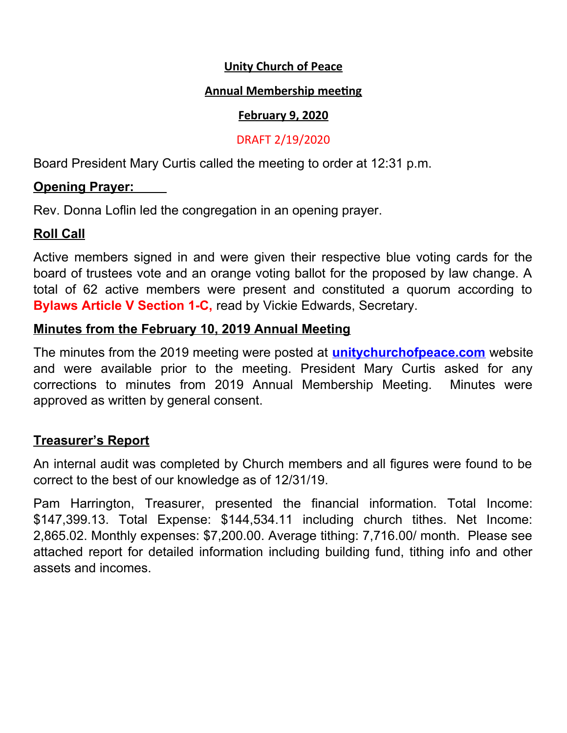# Unity Church of Peace

## Annual Membership meeting

## February 9, 2020

DRAFT 2/19/2020

Board President Mary Curtis called the meeting to order at 12:31 p.m.

**Opening Prayer:**

Rev. Donna Loflin led the congregation in an opening prayer.

**Roll Call**

Active members signed in and were given their respective blue voting cards for the board of trustees vote and an orange voting ballot for the proposed by law change. A total of 62 active members were present and constituted a quorum according to **Bylaws Article V Section 1-C,** read by Vickie Edwards, Secretary.

**Minutes from the February 10, 2019 Annual Meeting**

The minutes from the 2019 meeting were posted at **unitychurchofpeace.com** website and were available prior to the meeting. President Mary Curtis asked for any corrections to minutes from 2019 Annual Membership Meeting. Minutes were approved as written by general consent.

**Treasurer's Report**

An internal audit was completed by Church members and all figures were found to be correct to the best of our knowledge as of 12/31/19.

Pam Harrington, Treasurer, presented the financial information. Total Income: $147,399.13. Total Expense: $144,534.11 including church tithes. Net Income: 2,865.02. Monthly expenses: $7,200.00. Average tithing: 7,716.00/ month. Please see attached report for detailed information including building fund, tithing info and other assets and incomes.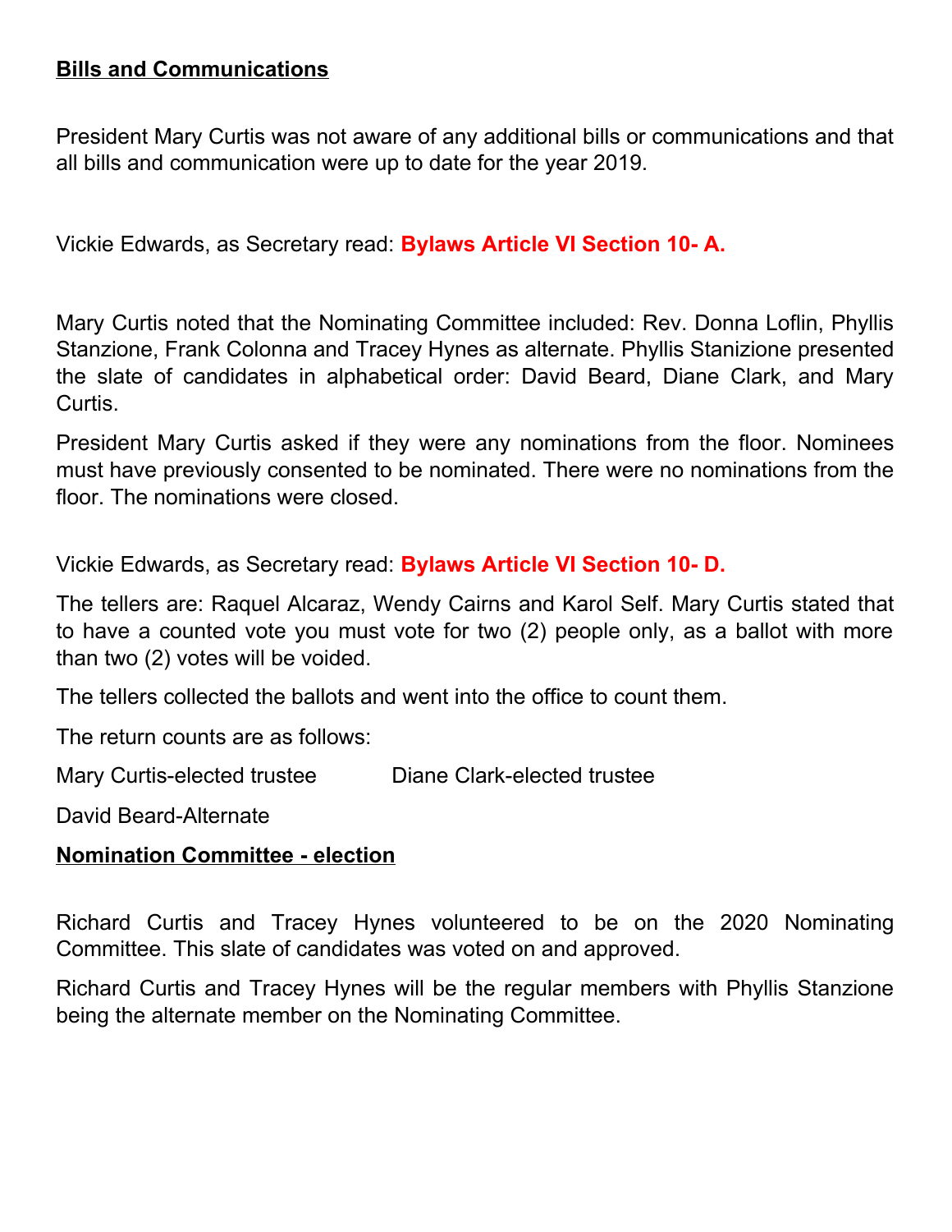**Bills and Communications**

President Mary Curtis was not aware of any additional bills or communications and that all bills and communication were up to date for the year 2019.

Vickie Edwards, as Secretary read: **Bylaws Article VI Section 10- A.**

Mary Curtis noted that the Nominating Committee included: Rev. Donna Loflin, Phyllis Stanzione, Frank Colonna and Tracey Hynes as alternate. Phyllis Stanizione presented the slate of candidates in alphabetical order: David Beard, Diane Clark, and Mary Curtis.

President Mary Curtis asked if they were any nominations from the floor. Nominees must have previously consented to be nominated. There were no nominations from the floor. The nominations were closed.

Vickie Edwards, as Secretary read: **Bylaws Article VI Section 10- D.**

The tellers are: Raquel Alcaraz, Wendy Cairns and Karol Self. Mary Curtis stated that to have a counted vote you must vote for two (2) people only, as a ballot with more than two (2) votes will be voided.

The tellers collected the ballots and went into the office to count them.

The return counts are as follows:

Mary Curtis-elected trustee Diane Clark-elected trustee

David Beard-Alternate

**Nomination Committee - election**

Richard Curtis and Tracey Hynes volunteered to be on the 2020 Nominating Committee. This slate of candidates was voted on and approved.

Richard Curtis and Tracey Hynes will be the regular members with Phyllis Stanzione being the alternate member on the Nominating Committee.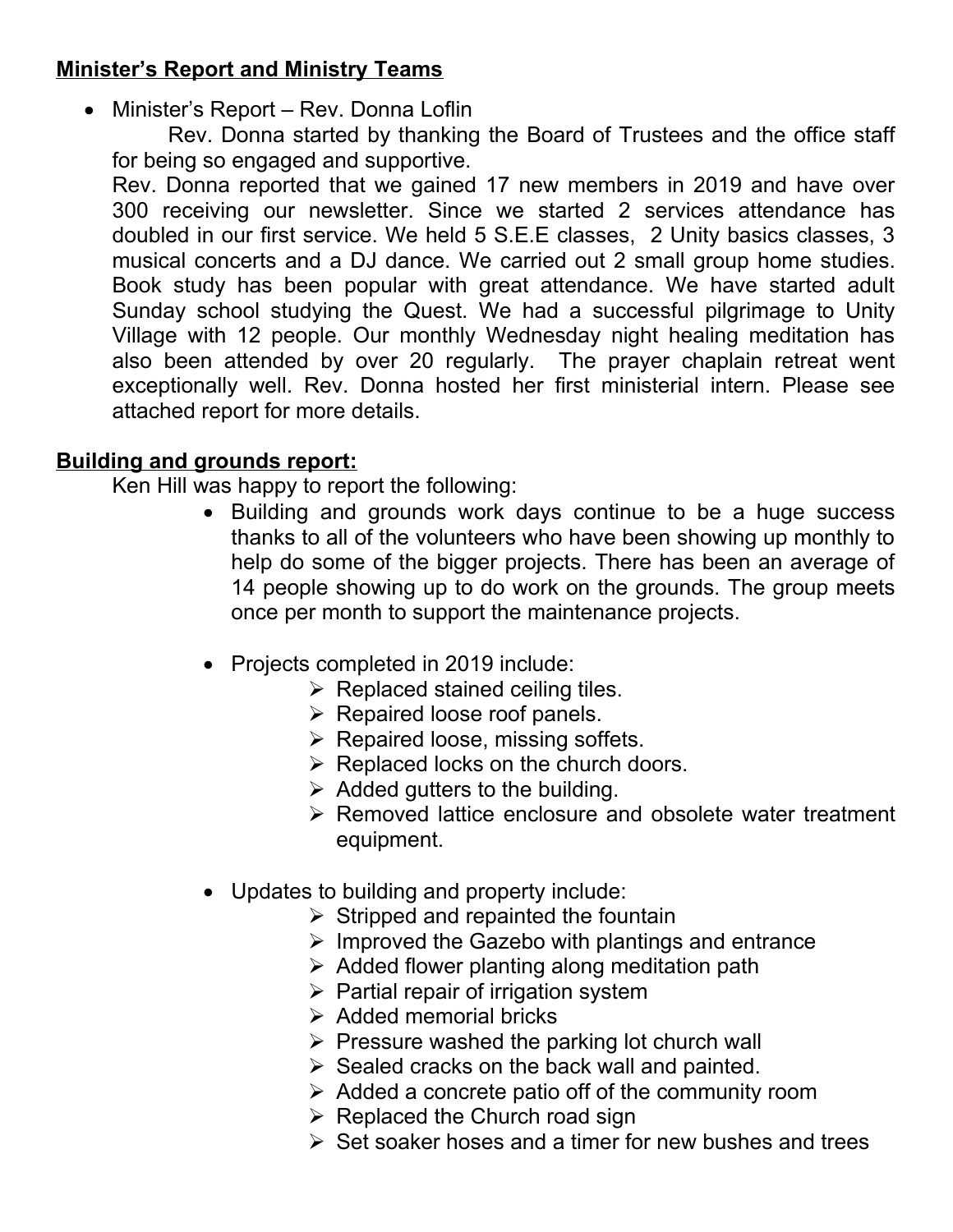## **Minister's Report and Ministry Teams**

- Minister's Report – Rev. Donna Loflin

  Rev. Donna started by thanking the Board of Trustees and the office staff for being so engaged and supportive.

  Rev. Donna reported that we gained 17 new members in 2019 and have over 300 receiving our newsletter. Since we started 2 services attendance has doubled in our first service. We held 5 S.E.E classes, 2 Unity basics classes, 3 musical concerts and a DJ dance. We carried out 2 small group home studies. Book study has been popular with great attendance. We have started adult Sunday school studying the Quest. We had a successful pilgrimage to Unity Village with 12 people. Our monthly Wednesday night healing meditation has also been attended by over 20 regularly. The prayer chaplain retreat went exceptionally well. Rev. Donna hosted her first ministerial intern. Please see attached report for more details.

## **Building and grounds report:**

Ken Hill was happy to report the following:

- Building and grounds work days continue to be a huge success thanks to all of the volunteers who have been showing up monthly to help do some of the bigger projects. There has been an average of 14 people showing up to do work on the grounds. The group meets once per month to support the maintenance projects.

- Projects completed in 2019 include:
  - Replaced stained ceiling tiles.
  - Repaired loose roof panels.
  - Repaired loose, missing soffets.
  - Replaced locks on the church doors.
  - Added gutters to the building.
  - Removed lattice enclosure and obsolete water treatment equipment.

- Updates to building and property include:
  - Stripped and repainted the fountain
  - Improved the Gazebo with plantings and entrance
  - Added flower planting along meditation path
  - Partial repair of irrigation system
  - Added memorial bricks
  - Pressure washed the parking lot church wall
  - Sealed cracks on the back wall and painted.
  - Added a concrete patio off of the community room
  - Replaced the Church road sign
  - Set soaker hoses and a timer for new bushes and trees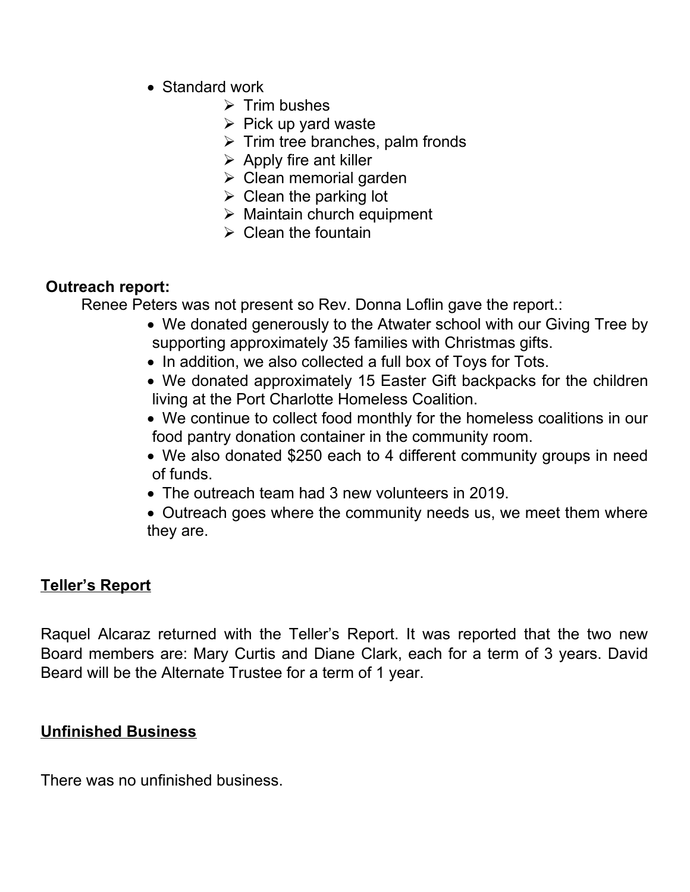- Standard work
  - Trim bushes
  - Pick up yard waste
  - Trim tree branches, palm fronds
  - Apply fire ant killer
  - Clean memorial garden
  - Clean the parking lot
  - Maintain church equipment
  - Clean the fountain

**Outreach report:**

Renee Peters was not present so Rev. Donna Loflin gave the report.:

- We donated generously to the Atwater school with our Giving Tree by supporting approximately 35 families with Christmas gifts.
- In addition, we also collected a full box of Toys for Tots.
- We donated approximately 15 Easter Gift backpacks for the children living at the Port Charlotte Homeless Coalition.
- We continue to collect food monthly for the homeless coalitions in our food pantry donation container in the community room.
- We also donated $250 each to 4 different community groups in need of funds.
- The outreach team had 3 new volunteers in 2019.
- Outreach goes where the community needs us, we meet them where they are.

## Teller's Report

Raquel Alcaraz returned with the Teller's Report. It was reported that the two new Board members are: Mary Curtis and Diane Clark, each for a term of 3 years. David Beard will be the Alternate Trustee for a term of 1 year.

## Unfinished Business

There was no unfinished business.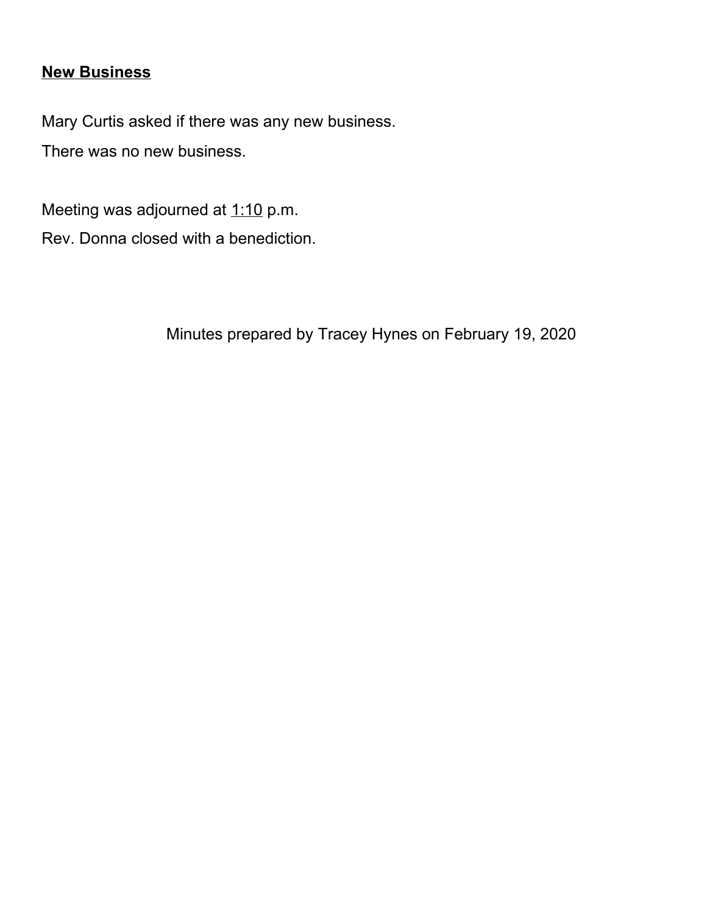**New Business**

Mary Curtis asked if there was any new business.

There was no new business.

Meeting was adjourned at 1:10 p.m.

Rev. Donna closed with a benediction.

Minutes prepared by Tracey Hynes on February 19, 2020